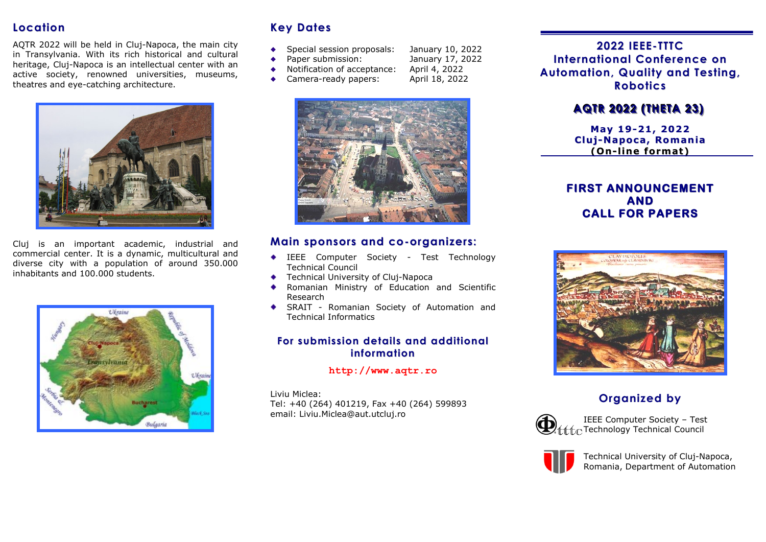## Location

AQTR 2022 will be held in Cluj-Napoca, the main city in Transylvania. With its rich historical and cultural heritage, Cluj-Napoca is an intellectual center with an active society, renowned universities, museums, theatres and eye-catching architecture.

Cluj is an important academic, industrial and commercial center. It is a dynamic, multicultural and diverse city with a population of around 350.000 inhabitants and 100.000 students.

## Key Dates

- Special session proposals: January 10, 2022
- Paper submission: January 17, 2022
- Notification of acceptance: April 4, 2022
- Camera-ready papers: April 18, 2022

## Main sponsors and co-organizers:

- IEEE Computer Society - Test Technology Technical Council
- Technical University of Cluj-Napoca
- Romanian Ministry of Education and Scientific Research
- SRAIT - Romanian Society of Automation and Technical Informatics

### For submission details and additional information

**http://www.aqtr.ro**

Liviu Miclea:
Tel: +40 (264) 401219, Fax +40 (264) 599893
email: Liviu.Miclea@aut.utcluj.ro

# 2022 IEEE-TTTC International Conference on Automation, Quality and Testing, Robotics

## AQTR 2022 (THETA 23)

**May 19-21, 2022**
**Cluj-Napoca, Romania**
**(On-line format)**

## FIRST ANNOUNCEMENT AND CALL FOR PAPERS

## Organized by

IEEE Computer Society – Test Technology Technical Council

Technical University of Cluj-Napoca, Romania, Department of Automation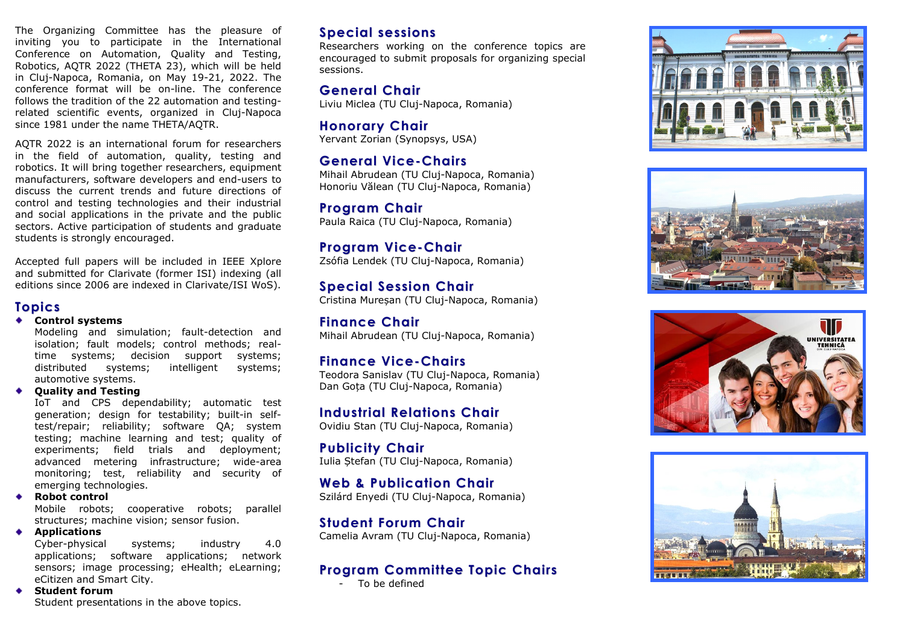The Organizing Committee has the pleasure of inviting you to participate in the International Conference on Automation, Quality and Testing, Robotics, AQTR 2022 (THETA 23), which will be held in Cluj-Napoca, Romania, on May 19-21, 2022. The conference format will be on-line. The conference follows the tradition of the 22 automation and testing-related scientific events, organized in Cluj-Napoca since 1981 under the name THETA/AQTR.

AQTR 2022 is an international forum for researchers in the field of automation, quality, testing and robotics. It will bring together researchers, equipment manufacturers, software developers and end-users to discuss the current trends and future directions of control and testing technologies and their industrial and social applications in the private and the public sectors. Active participation of students and graduate students is strongly encouraged.

Accepted full papers will be included in IEEE Xplore and submitted for Clarivate (former ISI) indexing (all editions since 2006 are indexed in Clarivate/ISI WoS).

## Topics

- **Control systems**
  Modeling and simulation; fault-detection and isolation; fault models; control methods; real-time systems; decision support systems; distributed systems; intelligent systems; automotive systems.
- **Quality and Testing**
  IoT and CPS dependability; automatic test generation; design for testability; built-in self-test/repair; reliability; software QA; system testing; machine learning and test; quality of experiments; field trials and deployment; advanced metering infrastructure; wide-area monitoring; test, reliability and security of emerging technologies.
- **Robot control**
  Mobile robots; cooperative robots; parallel structures; machine vision; sensor fusion.
- **Applications**
  Cyber-physical systems; industry 4.0 applications; software applications; network sensors; image processing; eHealth; eLearning; eCitizen and Smart City.
- **Student forum**
  Student presentations in the above topics.

## Special sessions

Researchers working on the conference topics are encouraged to submit proposals for organizing special sessions.

## General Chair

Liviu Miclea (TU Cluj-Napoca, Romania)

## Honorary Chair

Yervant Zorian (Synopsys, USA)

## General Vice-Chairs

Mihail Abrudean (TU Cluj-Napoca, Romania)
Honoriu Vălean (TU Cluj-Napoca, Romania)

## Program Chair

Paula Raica (TU Cluj-Napoca, Romania)

## Program Vice-Chair

Zsófia Lendek (TU Cluj-Napoca, Romania)

## Special Session Chair

Cristina Mureșan (TU Cluj-Napoca, Romania)

## Finance Chair

Mihail Abrudean (TU Cluj-Napoca, Romania)

## Finance Vice-Chairs

Teodora Sanislav (TU Cluj-Napoca, Romania)
Dan Goța (TU Cluj-Napoca, Romania)

## Industrial Relations Chair

Ovidiu Stan (TU Cluj-Napoca, Romania)

## Publicity Chair

Iulia Ștefan (TU Cluj-Napoca, Romania)

## Web & Publication Chair

Szilárd Enyedi (TU Cluj-Napoca, Romania)

## Student Forum Chair

Camelia Avram (TU Cluj-Napoca, Romania)

## Program Committee Topic Chairs

- To be defined